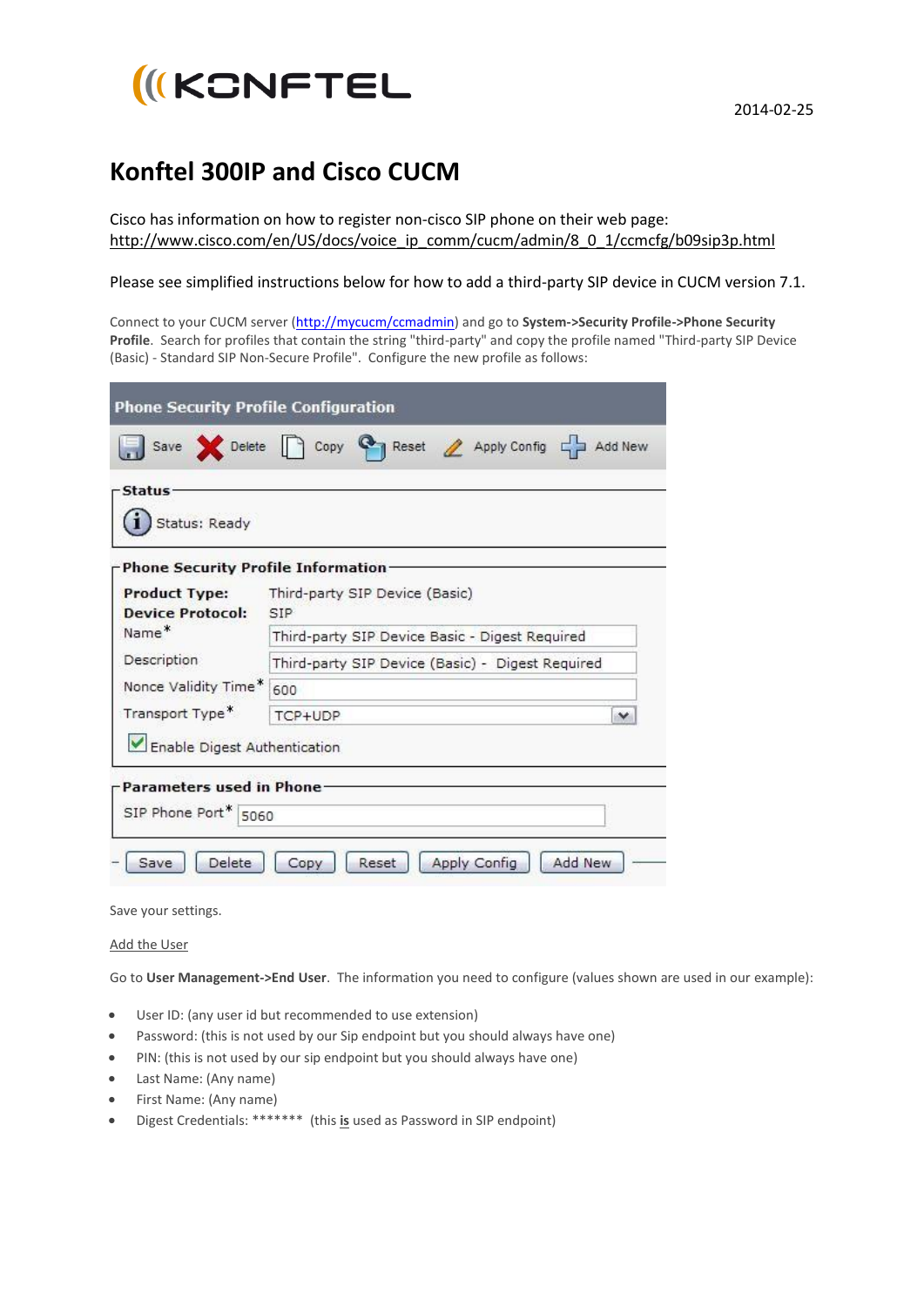2014-02-25

# Konftel 300IP and Cisco CUCM

Cisco has information on how to register non-cisco SIP phone on their web page:
http://www.cisco.com/en/US/docs/voice_ip_comm/cucm/admin/8_0_1/ccmcfg/b09sip3p.html

Please see simplified instructions below for how to add a third-party SIP device in CUCM version 7.1.

Connect to your CUCM server (http://mycucm/ccmadmin) and go to **System->Security Profile->Phone Security Profile**. Search for profiles that contain the string "third-party" and copy the profile named "Third-party SIP Device (Basic) - Standard SIP Non-Secure Profile". Configure the new profile as follows:

**Phone Security Profile Configuration**

Save | Delete | Copy | Reset | Apply Config | Add New

**Status**

Status: Ready

**Phone Security Profile Information**

| | |
|---|---|
| **Product Type:** | Third-party SIP Device (Basic) |
| **Device Protocol:** | SIP |
| Name* | Third-party SIP Device Basic - Digest Required |
| Description | Third-party SIP Device (Basic) - Digest Required |
| Nonce Validity Time* | 600 |
| Transport Type* | TCP+UDP |

☑ Enable Digest Authentication

**Parameters used in Phone**

| | |
|---|---|
| SIP Phone Port* | 5060 |

Save | Delete | Copy | Reset | Apply Config | Add New

Save your settings.

Add the User

Go to **User Management->End User**. The information you need to configure (values shown are used in our example):

- User ID: (any user id but recommended to use extension)
- Password: (this is not used by our Sip endpoint but you should always have one)
- PIN: (this is not used by our sip endpoint but you should always have one)
- Last Name: (Any name)
- First Name: (Any name)
- Digest Credentials: ******* (this **is** used as Password in SIP endpoint)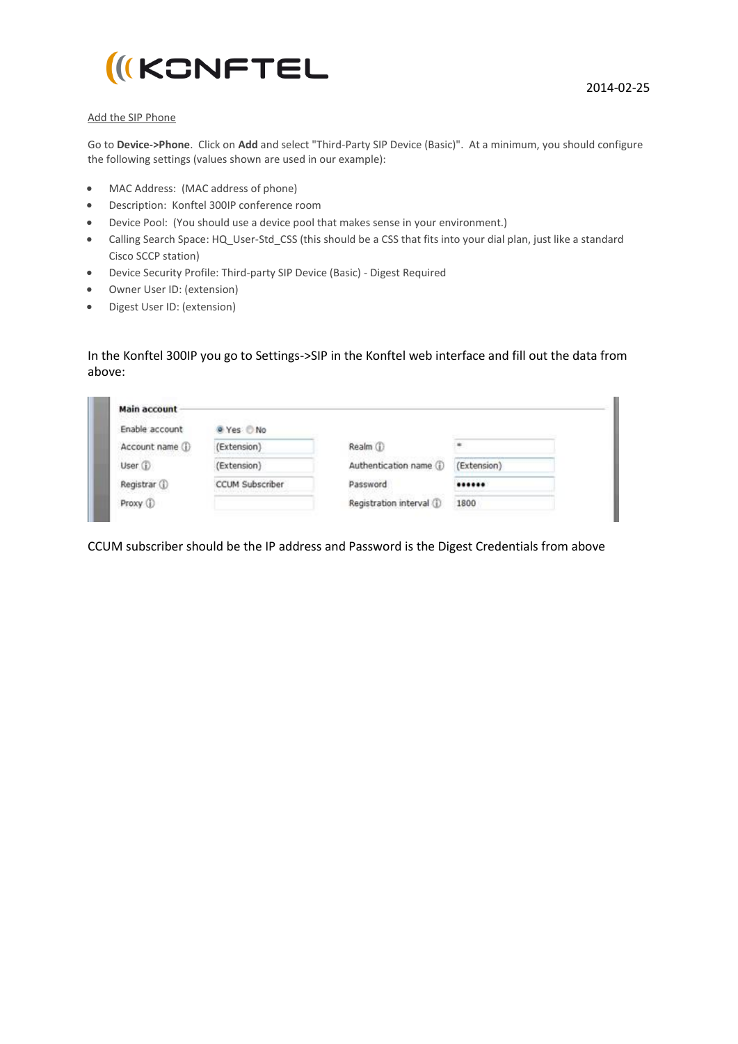Add the SIP Phone

Go to **Device->Phone**. Click on **Add** and select "Third-Party SIP Device (Basic)". At a minimum, you should configure the following settings (values shown are used in our example):

- MAC Address: (MAC address of phone)
- Description: Konftel 300IP conference room
- Device Pool: (You should use a device pool that makes sense in your environment.)
- Calling Search Space: HQ_User-Std_CSS (this should be a CSS that fits into your dial plan, just like a standard Cisco SCCP station)
- Device Security Profile: Third-party SIP Device (Basic) - Digest Required
- Owner User ID: (extension)
- Digest User ID: (extension)

In the Konftel 300IP you go to Settings->SIP in the Konftel web interface and fill out the data from above:

**Main account**

| | | | |
|---|---|---|---|
| Enable account | ◉ Yes ○ No | | |
| Account name ⓘ | (Extension) | Realm ⓘ | * |
| User ⓘ | (Extension) | Authentication name ⓘ | (Extension) |
| Registrar ⓘ | CCUM Subscriber | Password | •••••• |
| Proxy ⓘ | | Registration interval ⓘ | 1800 |

CCUM subscriber should be the IP address and Password is the Digest Credentials from above